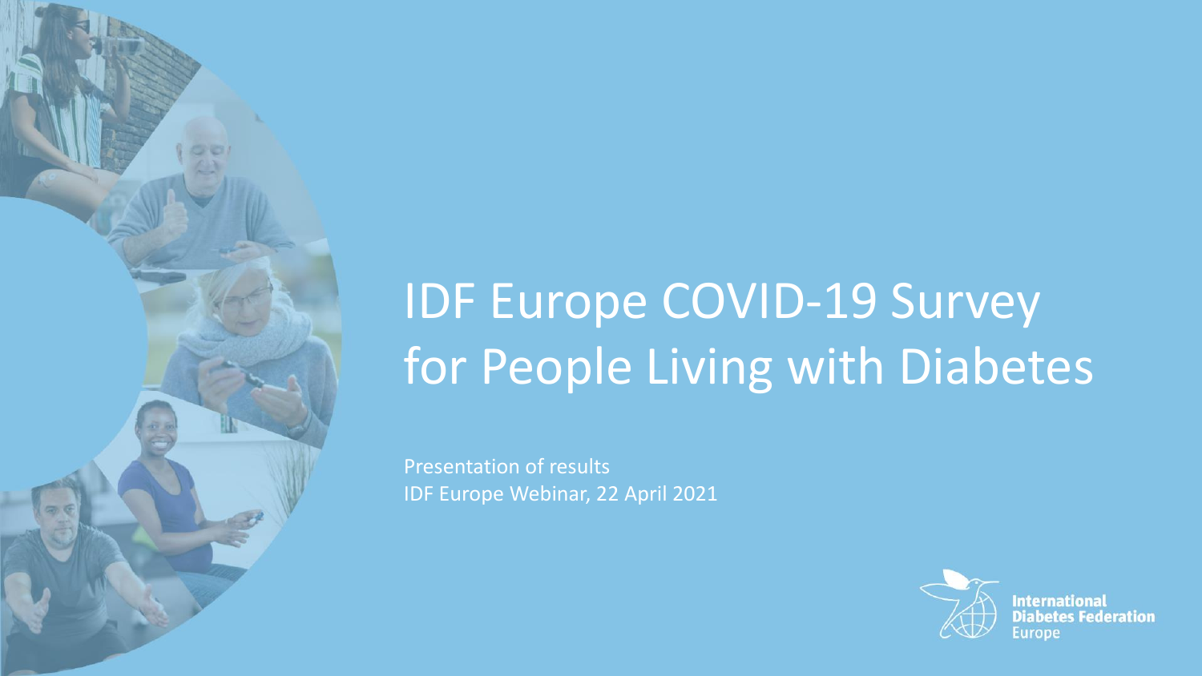# IDF Europe COVID-19 Survey for People Living with Diabetes

Presentation of results

IDF Europe Webinar, 22 April 2021

International Diabetes Federation Europe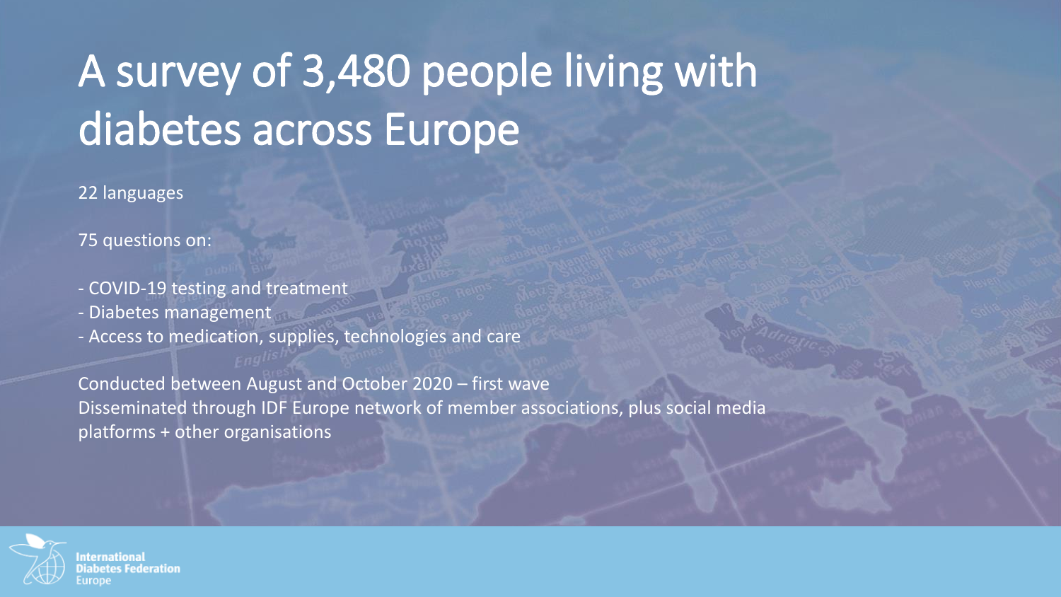# A survey of 3,480 people living with diabetes across Europe

22 languages

75 questions on:

- COVID-19 testing and treatment
- Diabetes management
- Access to medication, supplies, technologies and care

Conducted between August and October 2020 – first wave
Disseminated through IDF Europe network of member associations, plus social media platforms + other organisations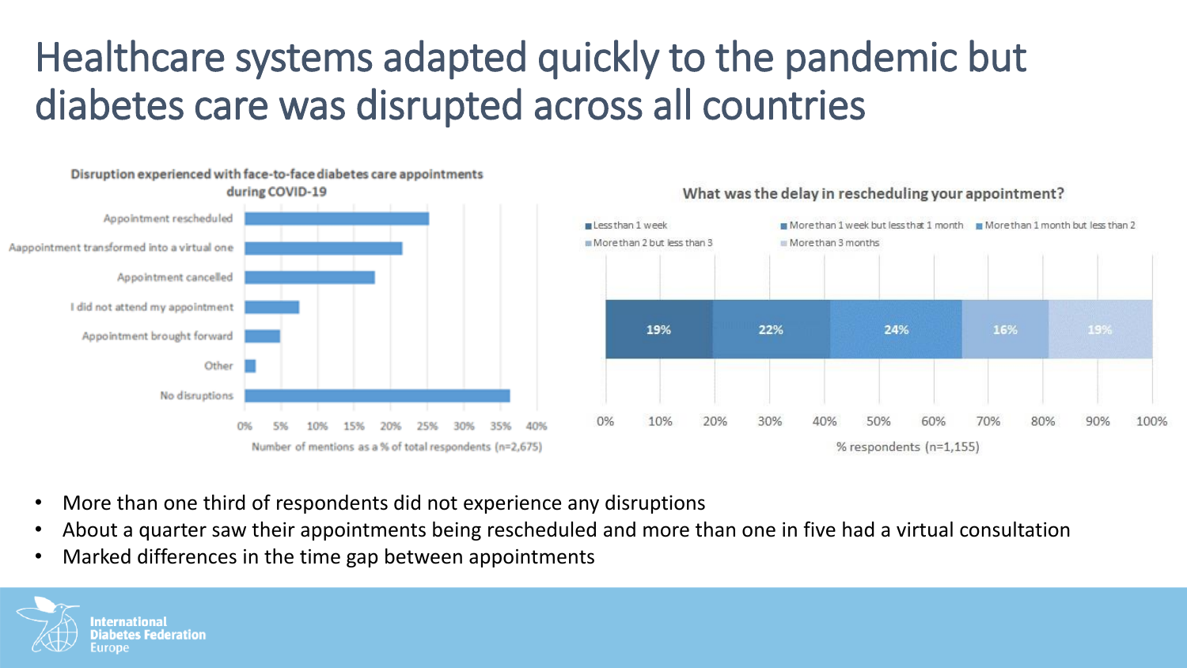# Healthcare systems adapted quickly to the pandemic but diabetes care was disrupted across all countries

**Disruption experienced with face-to-face diabetes care appointments during COVID-19**

| Response | Number of mentions as a % of total respondents (n=2,675) |
|---|---|
| Appointment rescheduled | ~25% |
| Aappointment transformed into a virtual one | ~22% |
| Appointment cancelled | ~18% |
| I did not attend my appointment | ~7% |
| Appointment brought forward | ~5% |
| Other | ~1% |
| No disruptions | ~36% |

**What was the delay in rescheduling your appointment?**

| Delay | % respondents (n=1,155) |
|---|---|
| Less than 1 week | 19% |
| More than 1 week but less that 1 month | 22% |
| More than 1 month but less than 2 | 24% |
| More than 2 but less than 3 | 16% |
| More than 3 months | 19% |

- More than one third of respondents did not experience any disruptions
- About a quarter saw their appointments being rescheduled and more than one in five had a virtual consultation
- Marked differences in the time gap between appointments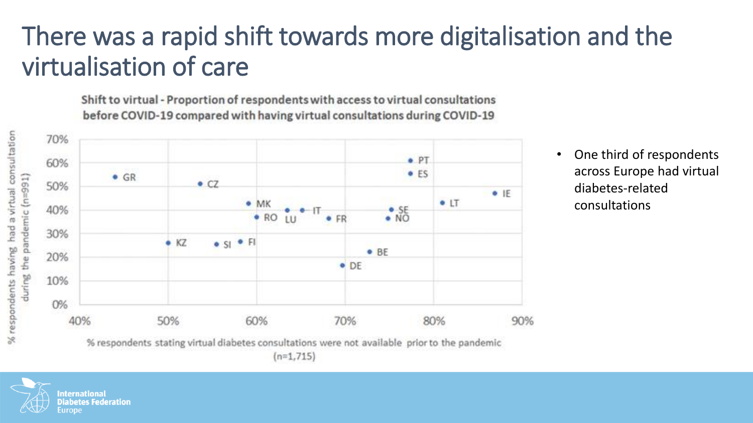# There was a rapid shift towards more digitalisation and the virtualisation of care

**Shift to virtual - Proportion of respondents with access to virtual consultations before COVID-19 compared with having virtual consultations during COVID-19**

Y-axis: % respondents having had a virtual consultation during the pandemic (n=991)

X-axis: % respondents stating virtual diabetes consultations were not available prior to the pandemic (n=1,715)

| Country | Not available prior to pandemic (approx.) | Had virtual consultation during pandemic (approx.) |
|---|---|---|
| GR | 44% | 54% |
| KZ | 50% | 26% |
| CZ | 54% | 51% |
| SI | 55% | 25% |
| FI | 58% | 26% |
| MK | 59% | 43% |
| RO | 60% | 37% |
| LU | 63% | 40% |
| IT | 65% | 40% |
| FR | 68% | 36% |
| DE | 70% | 16% |
| BE | 73% | 22% |
| NO | 75% | 36% |
| SE | 75% | 40% |
| PT | 77% | 61% |
| ES | 77% | 55% |
| LT | 81% | 43% |
| IE | 87% | 47% |

- One third of respondents across Europe had virtual diabetes-related consultations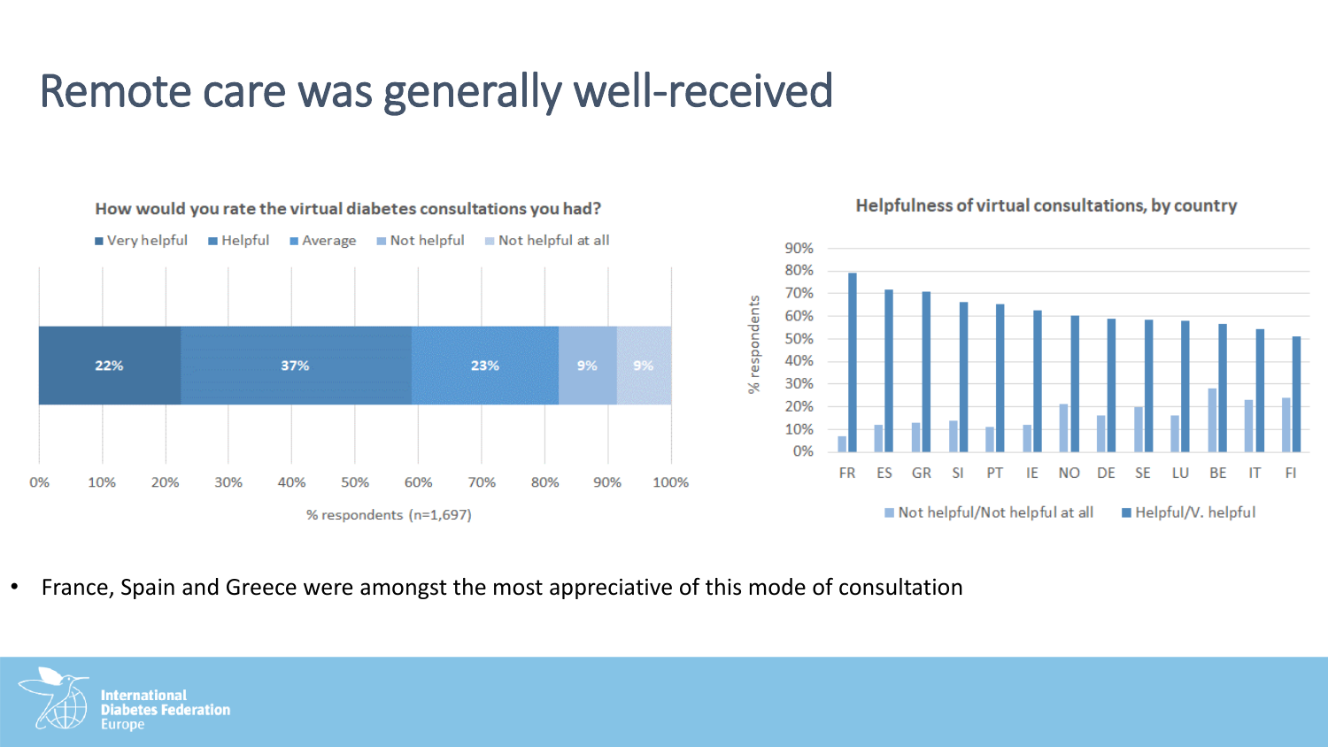# Remote care was generally well-received

**How would you rate the virtual diabetes consultations you had?**

| Very helpful | Helpful | Average | Not helpful | Not helpful at all |
|---|---|---|---|---|
| 22% | 37% | 23% | 9% | 9% |

% respondents (n=1,697)

**Helpfulness of virtual consultations, by country**

- France, Spain and Greece were amongst the most appreciative of this mode of consultation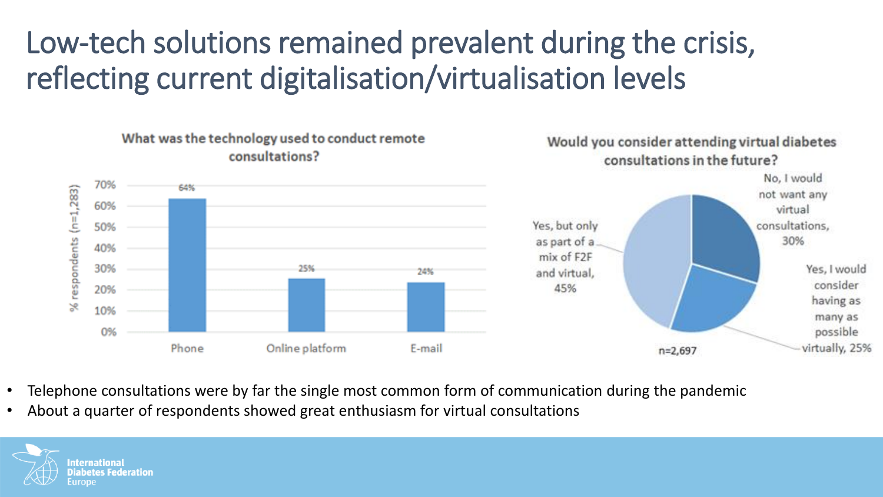# Low-tech solutions remained prevalent during the crisis, reflecting current digitalisation/virtualisation levels

**What was the technology used to conduct remote consultations?**

| Technology | % respondents (n=1,283) |
|---|---|
| Phone | 64% |
| Online platform | 25% |
| E-mail | 24% |

**Would you consider attending virtual diabetes consultations in the future?**

| Response | % |
|---|---|
| No, I would not want any virtual consultations | 30% |
| Yes, I would consider having as many as possible virtually | 25% |
| Yes, but only as part of a mix of F2F and virtual | 45% |

n=2,697

- Telephone consultations were by far the single most common form of communication during the pandemic
- About a quarter of respondents showed great enthusiasm for virtual consultations

International Diabetes Federation Europe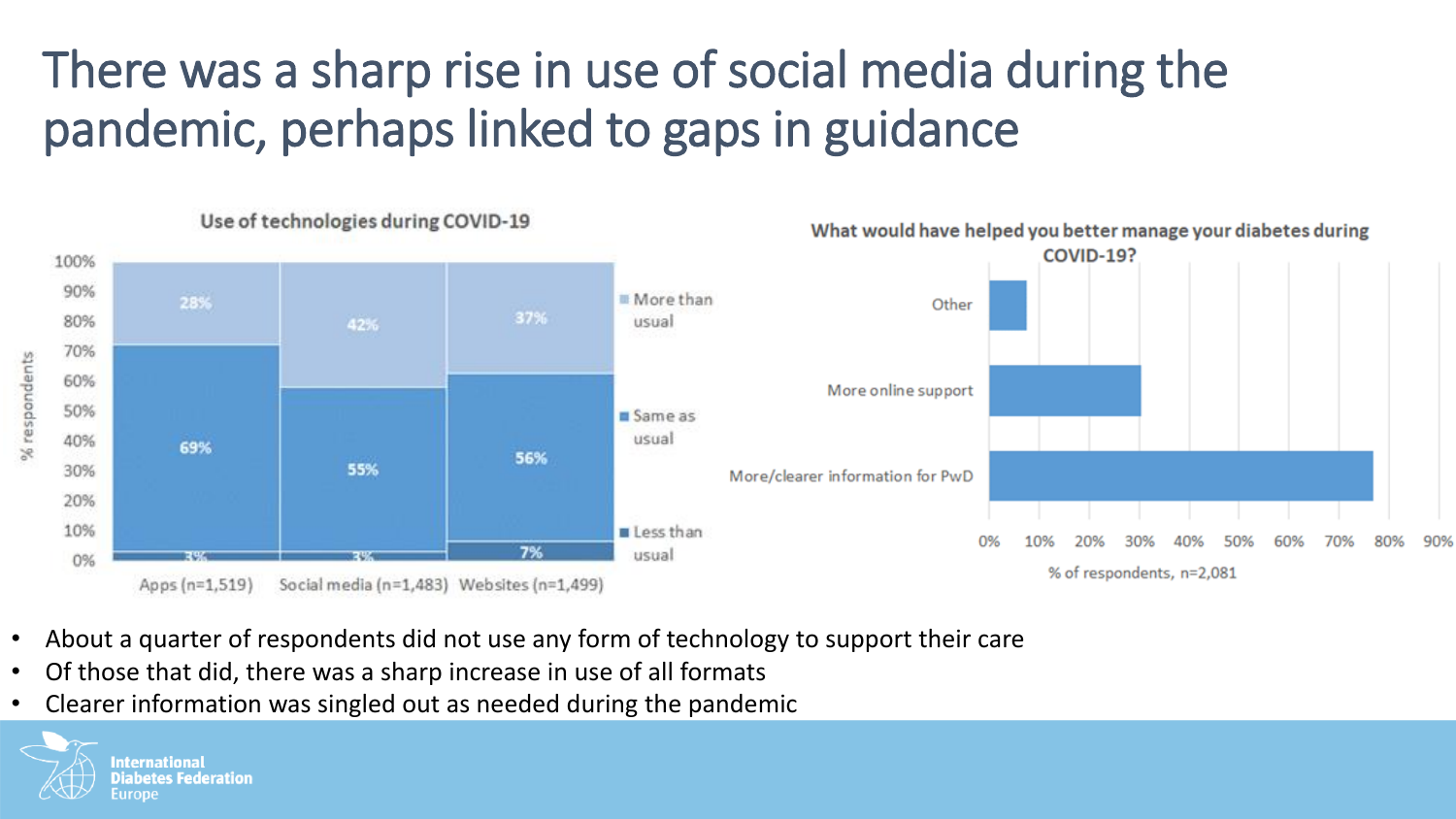# There was a sharp rise in use of social media during the pandemic, perhaps linked to gaps in guidance

**Use of technologies during COVID-19**

| % respondents | Apps (n=1,519) | Social media (n=1,483) | Websites (n=1,499) |
|---|---|---|---|
| More than usual | 28% | 42% | 37% |
| Same as usual | 69% | 55% | 56% |
| Less than usual | 3% | 3% | 7% |

**What would have helped you better manage your diabetes during COVID-19?**

| Response | % of respondents, n=2,081 |
|---|---|
| Other | ~7% |
| More online support | ~30% |
| More/clearer information for PwD | ~77% |

- About a quarter of respondents did not use any form of technology to support their care
- Of those that did, there was a sharp increase in use of all formats
- Clearer information was singled out as needed during the pandemic

International Diabetes Federation Europe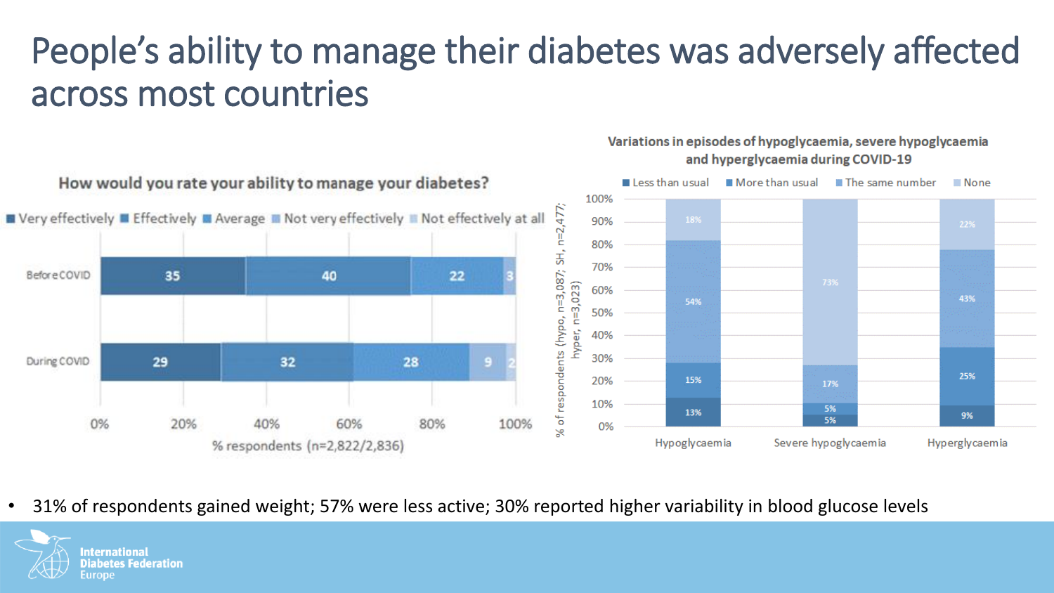# People's ability to manage their diabetes was adversely affected across most countries

**How would you rate your ability to manage your diabetes?**

| | Very effectively | Effectively | Average | Not very effectively | Not effectively at all |
|---|---|---|---|---|---|
| Before COVID | 35 | 40 | 22 | 3 | |
| During COVID | 29 | 32 | 28 | 9 | 2 |

% respondents (n=2,822/2,836)

**Variations in episodes of hypoglycaemia, severe hypoglycaemia and hyperglycaemia during COVID-19**

| | Less than usual | More than usual | The same number | None |
|---|---|---|---|---|
| Hypoglycaemia | 13% | 15% | 54% | 18% |
| Severe hypoglycaemia | 5% | 5% | 17% | 73% |
| Hyperglycaemia | 9% | 25% | 43% | 22% |

% of respondents (hypo, n=3,087; SH, n=2,477; hyper, n=3,023)

- 31% of respondents gained weight; 57% were less active; 30% reported higher variability in blood glucose levels

International Diabetes Federation Europe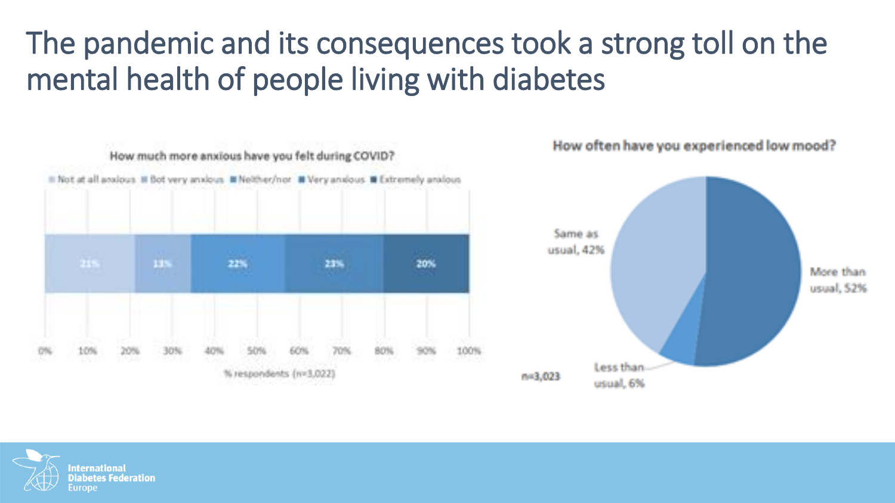# The pandemic and its consequences took a strong toll on the mental health of people living with diabetes

**How much more anxious have you felt during COVID?**

| Not at all anxious | Bot very anxious | Neither/nor | Very anxious | Extremely anxious |
|---|---|---|---|---|
| 21% | 13% | 22% | 23% | 20% |

% respondents (n=3,022)

**How often have you experienced low mood?**

| Response | % |
|---|---|
| More than usual | 52% |
| Same as usual | 42% |
| Less than usual | 6% |

n=3,023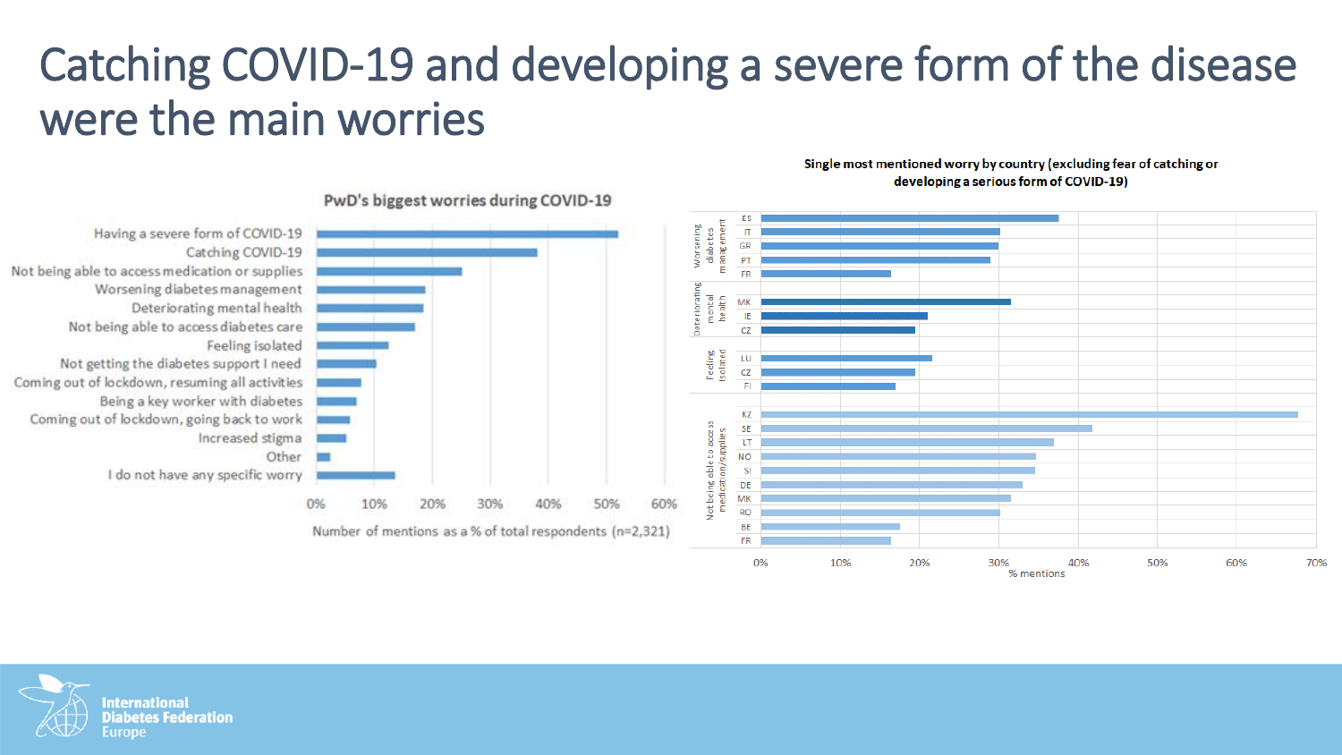# Catching COVID-19 and developing a severe form of the disease were the main worries

**PwD's biggest worries during COVID-19**

| Worry | Number of mentions as a % of total respondents (n=2,321) |
| --- | --- |
| Having a severe form of COVID-19 | ~52% |
| Catching COVID-19 | ~38% |
| Not being able to access medication or supplies | ~25% |
| Worsening diabetes management | ~19% |
| Deteriorating mental health | ~18% |
| Not being able to access diabetes care | ~17% |
| Feeling isolated | ~12% |
| Not getting the diabetes support I need | ~10% |
| Coming out of lockdown, resuming all activities | ~8% |
| Being a key worker with diabetes | ~7% |
| Coming out of lockdown, going back to work | ~6% |
| Increased stigma | ~5% |
| Other | ~2% |
| I do not have any specific worry | ~13% |

**Single most mentioned worry by country (excluding fear of catching or developing a serious form of COVID-19)**

| Worry | Country | % mentions |
| --- | --- | --- |
| Worsening diabetes management | ES | ~37% |
| | IT | ~30% |
| | GR | ~30% |
| | PT | ~29% |
| | FR | ~16% |
| Deteriorating mental health | MK | ~31% |
| | IE | ~21% |
| | CZ | ~19% |
| Feeling isolated | LU | ~21% |
| | CZ | ~19% |
| | FI | ~17% |
| Not being able to access medication/supplies | KZ | ~68% |
| | SE | ~42% |
| | LT | ~37% |
| | NO | ~35% |
| | SI | ~35% |
| | DE | ~33% |
| | MK | ~31% |
| | RO | ~30% |
| | BE | ~17% |
| | FR | ~16% |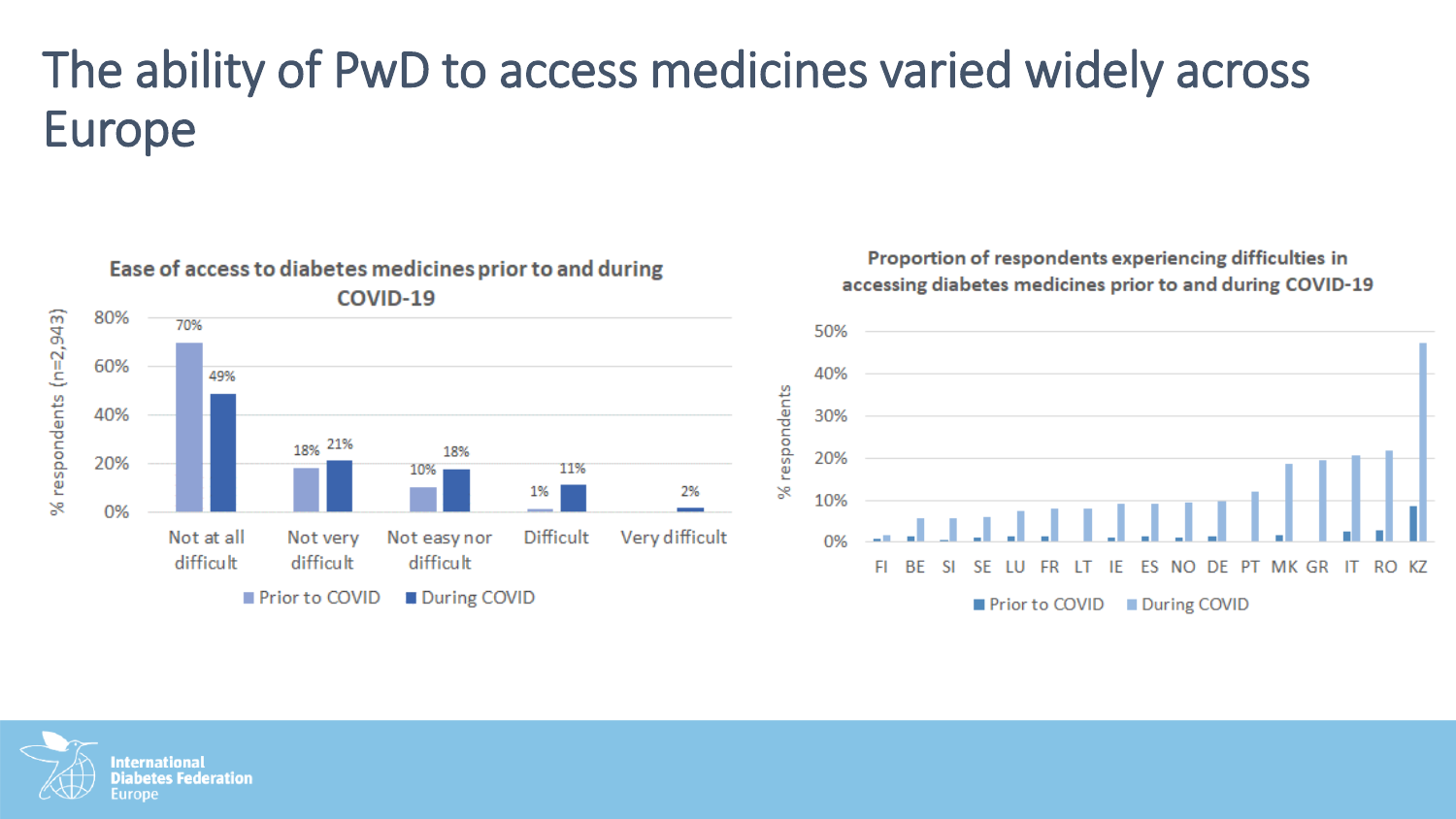# The ability of PwD to access medicines varied widely across Europe

**Ease of access to diabetes medicines prior to and during COVID-19**

% respondents (n=2,943)

| | Prior to COVID | During COVID |
|---|---|---|
| Not at all difficult | 70% | 49% |
| Not very difficult | 18% | 21% |
| Not easy nor difficult | 10% | 18% |
| Difficult | 1% | 11% |
| Very difficult | | 2% |

**Proportion of respondents experiencing difficulties in accessing diabetes medicines prior to and during COVID-19**

% respondents

FI BE SI SE LU FR LT IE ES NO DE PT MK GR IT RO KZ

Prior to COVID · During COVID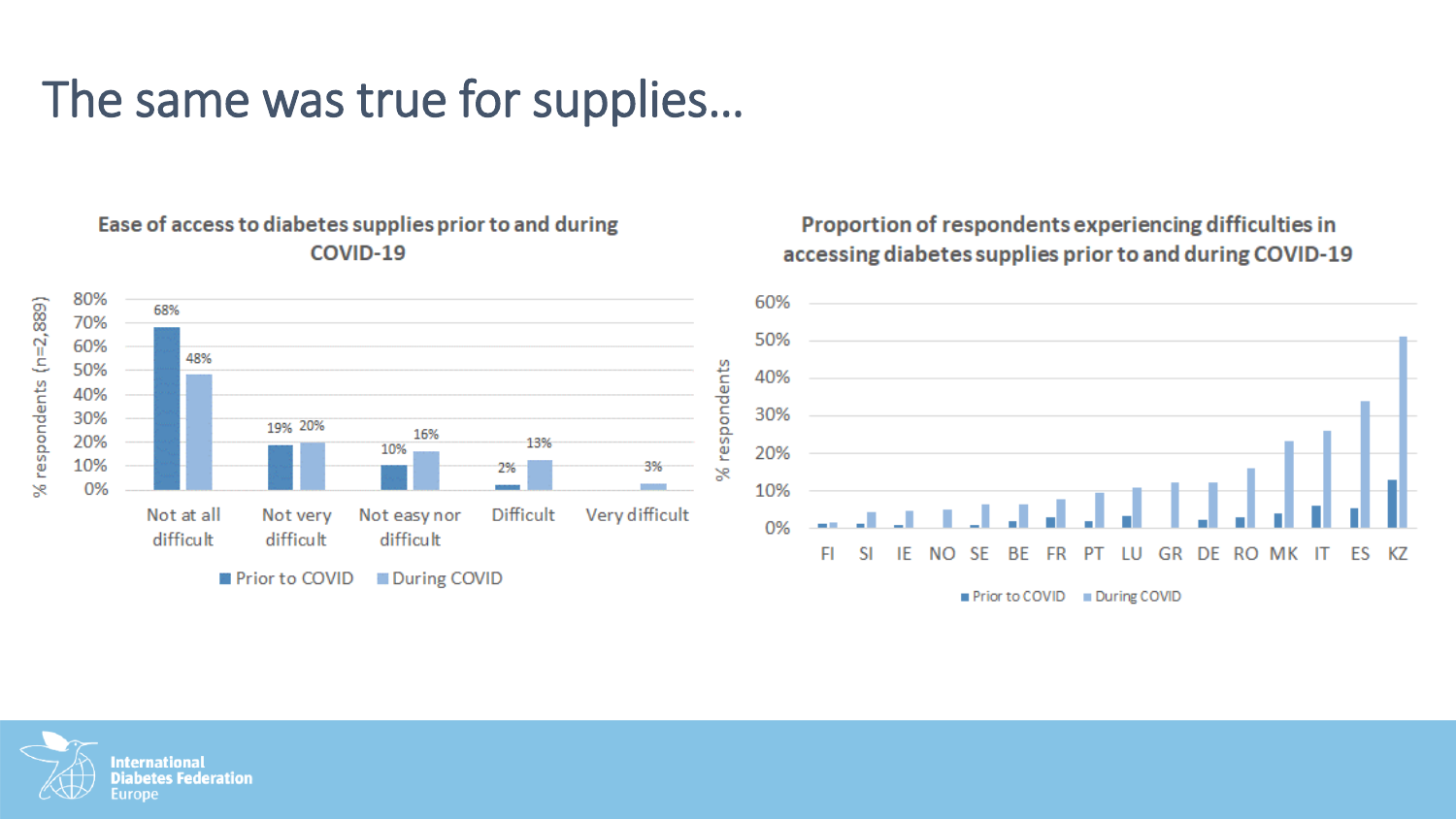# The same was true for supplies…

### Ease of access to diabetes supplies prior to and during COVID-19

| % respondents (n=2,889) | Prior to COVID | During COVID |
|---|---|---|
| Not at all difficult | 68% | 48% |
| Not very difficult | 19% | 20% |
| Not easy nor difficult | 10% | 16% |
| Difficult | 2% | 13% |
| Very difficult | | 3% |

### Proportion of respondents experiencing difficulties in accessing diabetes supplies prior to and during COVID-19

Countries (x-axis): FI, SI, IE, NO, SE, BE, FR, PT, LU, GR, DE, RO, MK, IT, ES, KZ

Y-axis: % respondents (0%–60%)

Legend: Prior to COVID; During COVID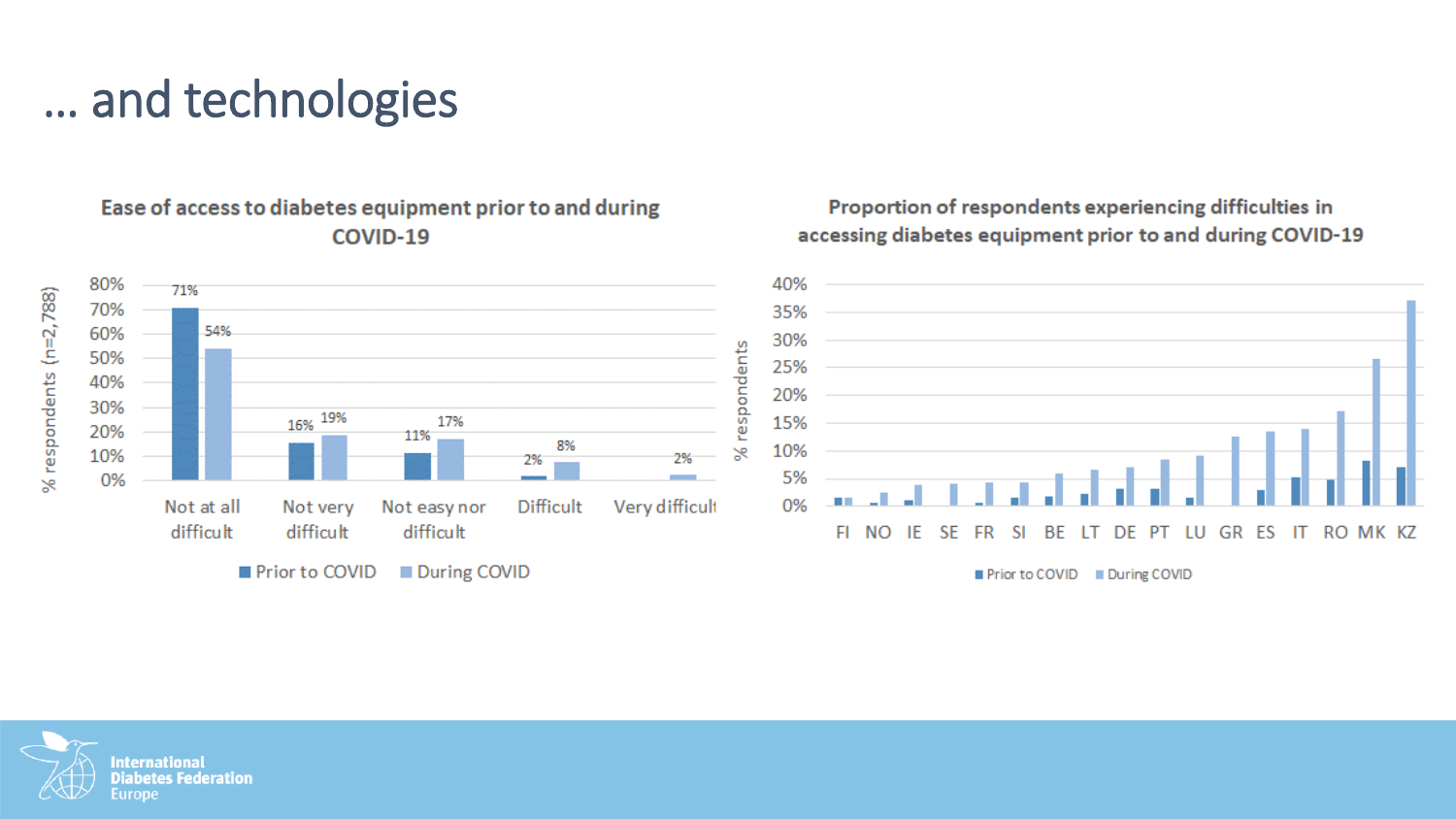# … and technologies

## Ease of access to diabetes equipment prior to and during COVID-19

| % respondents (n=2,788) | Prior to COVID | During COVID |
|---|---|---|
| Not at all difficult | 71% | 54% |
| Not very difficult | 16% | 19% |
| Not easy nor difficult | 11% | 17% |
| Difficult | 2% | 8% |
| Very difficult | | 2% |

## Proportion of respondents experiencing difficulties in accessing diabetes equipment prior to and during COVID-19

% respondents (0%–40%), Prior to COVID / During COVID, by country: FI, NO, IE, SE, FR, SI, BE, LT, DE, PT, LU, GR, ES, IT, RO, MK, KZ

International Diabetes Federation Europe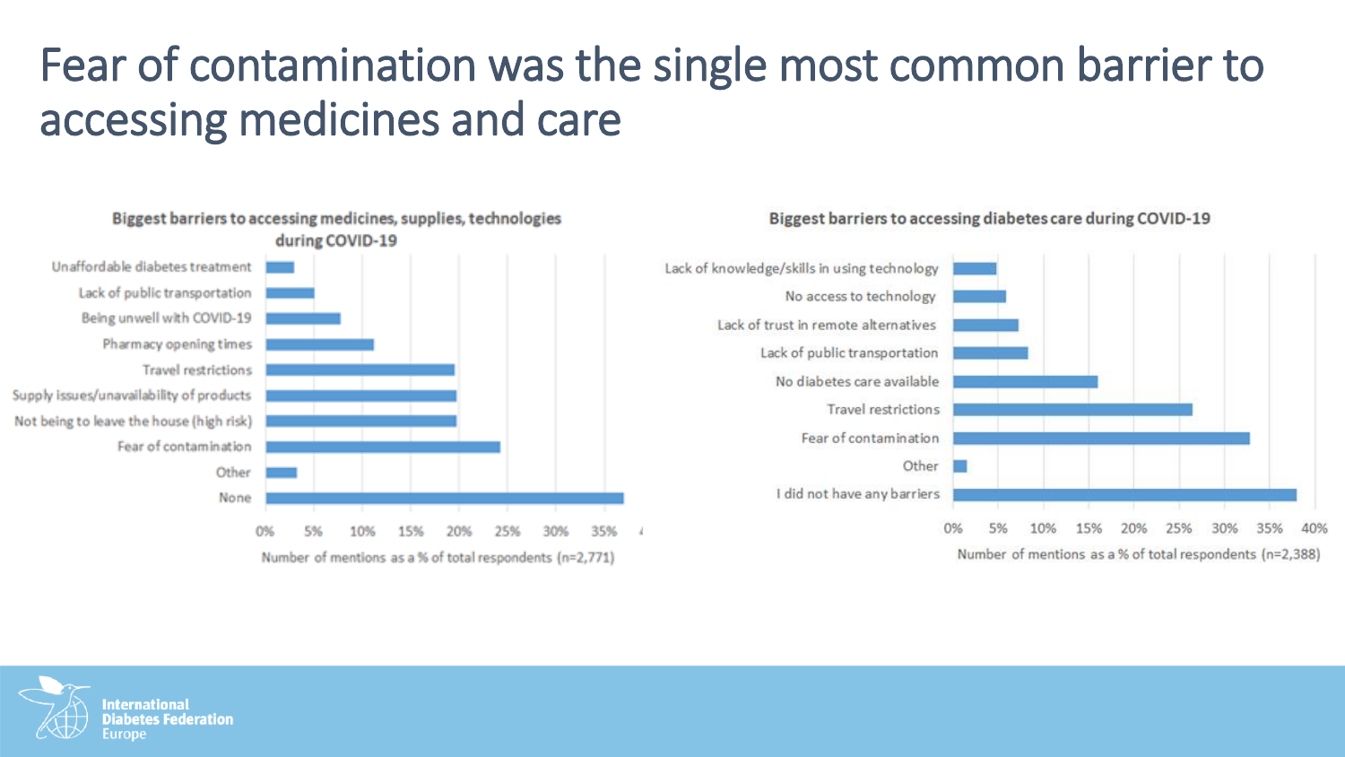# Fear of contamination was the single most common barrier to accessing medicines and care

**Biggest barriers to accessing medicines, supplies, technologies during COVID-19**

- Unaffordable diabetes treatment
- Lack of public transportation
- Being unwell with COVID-19
- Pharmacy opening times
- Travel restrictions
- Supply issues/unavailability of products
- Not being to leave the house (high risk)
- Fear of contamination
- Other
- None

0% 5% 10% 15% 20% 25% 30% 35%

Number of mentions as a % of total respondents (n=2,771)

**Biggest barriers to accessing diabetes care during COVID-19**

- Lack of knowledge/skills in using technology
- No access to technology
- Lack of trust in remote alternatives
- Lack of public transportation
- No diabetes care available
- Travel restrictions
- Fear of contamination
- Other
- I did not have any barriers

0% 5% 10% 15% 20% 25% 30% 35% 40%

Number of mentions as a % of total respondents (n=2,388)

International Diabetes Federation Europe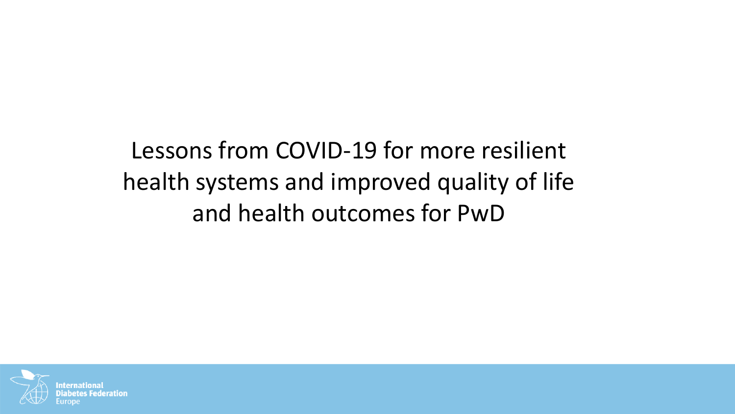# Lessons from COVID-19 for more resilient health systems and improved quality of life and health outcomes for PwD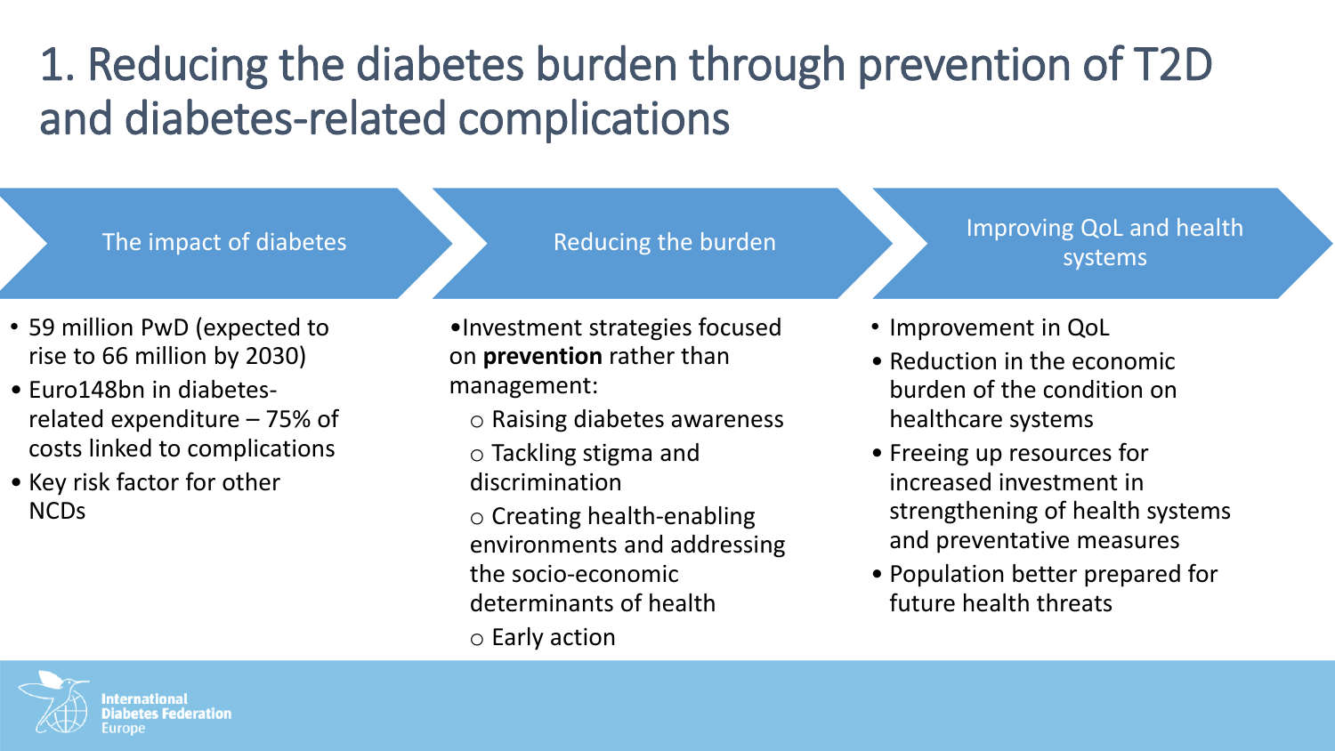# 1. Reducing the diabetes burden through prevention of T2D and diabetes-related complications

## The impact of diabetes

- 59 million PwD (expected to rise to 66 million by 2030)
- Euro148bn in diabetes-related expenditure – 75% of costs linked to complications
- Key risk factor for other NCDs

## Reducing the burden

- Investment strategies focused on **prevention** rather than management:
  - Raising diabetes awareness
  - Tackling stigma and discrimination
  - Creating health-enabling environments and addressing the socio-economic determinants of health
  - Early action

## Improving QoL and health systems

- Improvement in QoL
- Reduction in the economic burden of the condition on healthcare systems
- Freeing up resources for increased investment in strengthening of health systems and preventative measures
- Population better prepared for future health threats

International Diabetes Federation Europe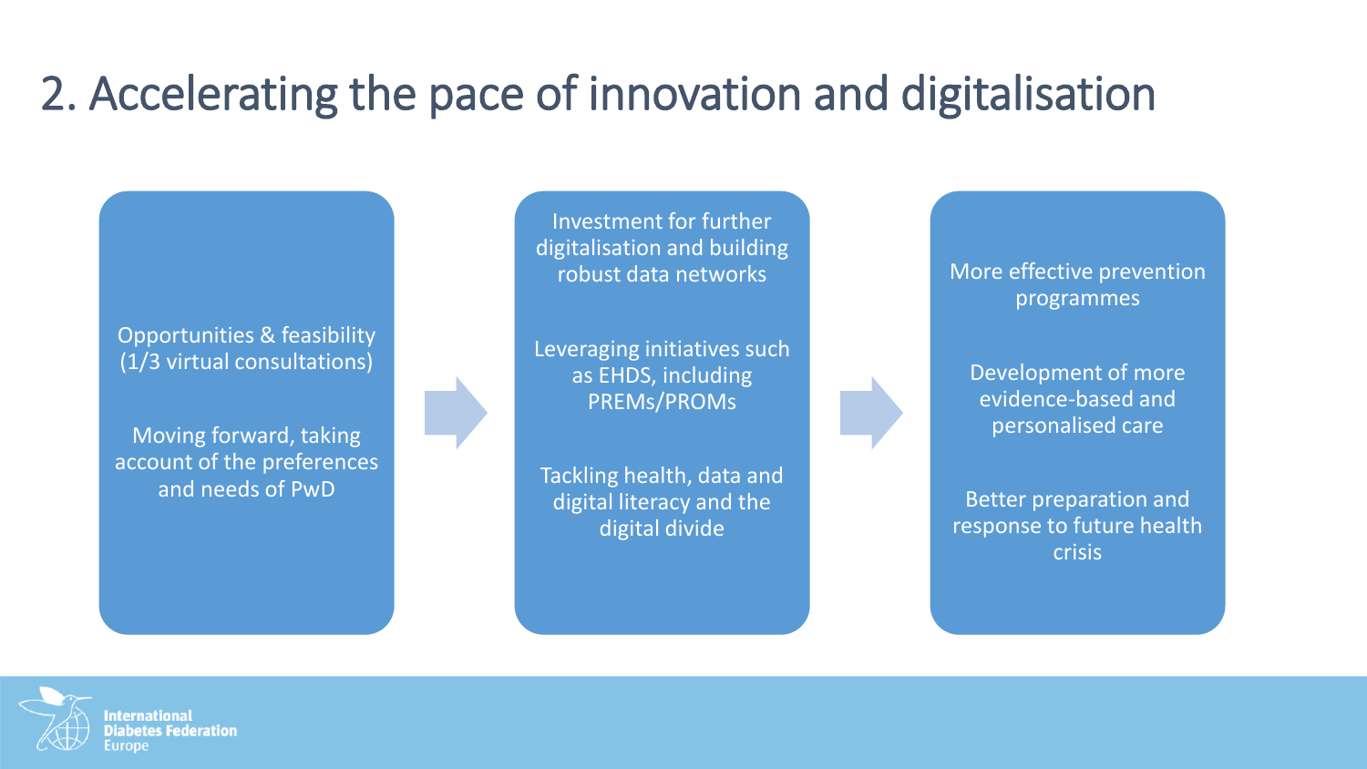# 2. Accelerating the pace of innovation and digitalisation

- Opportunities & feasibility (1/3 virtual consultations)
- Moving forward, taking account of the preferences and needs of PwD

→

- Investment for further digitalisation and building robust data networks
- Leveraging initiatives such as EHDS, including PREMs/PROMs
- Tackling health, data and digital literacy and the digital divide

→

- More effective prevention programmes
- Development of more evidence-based and personalised care
- Better preparation and response to future health crisis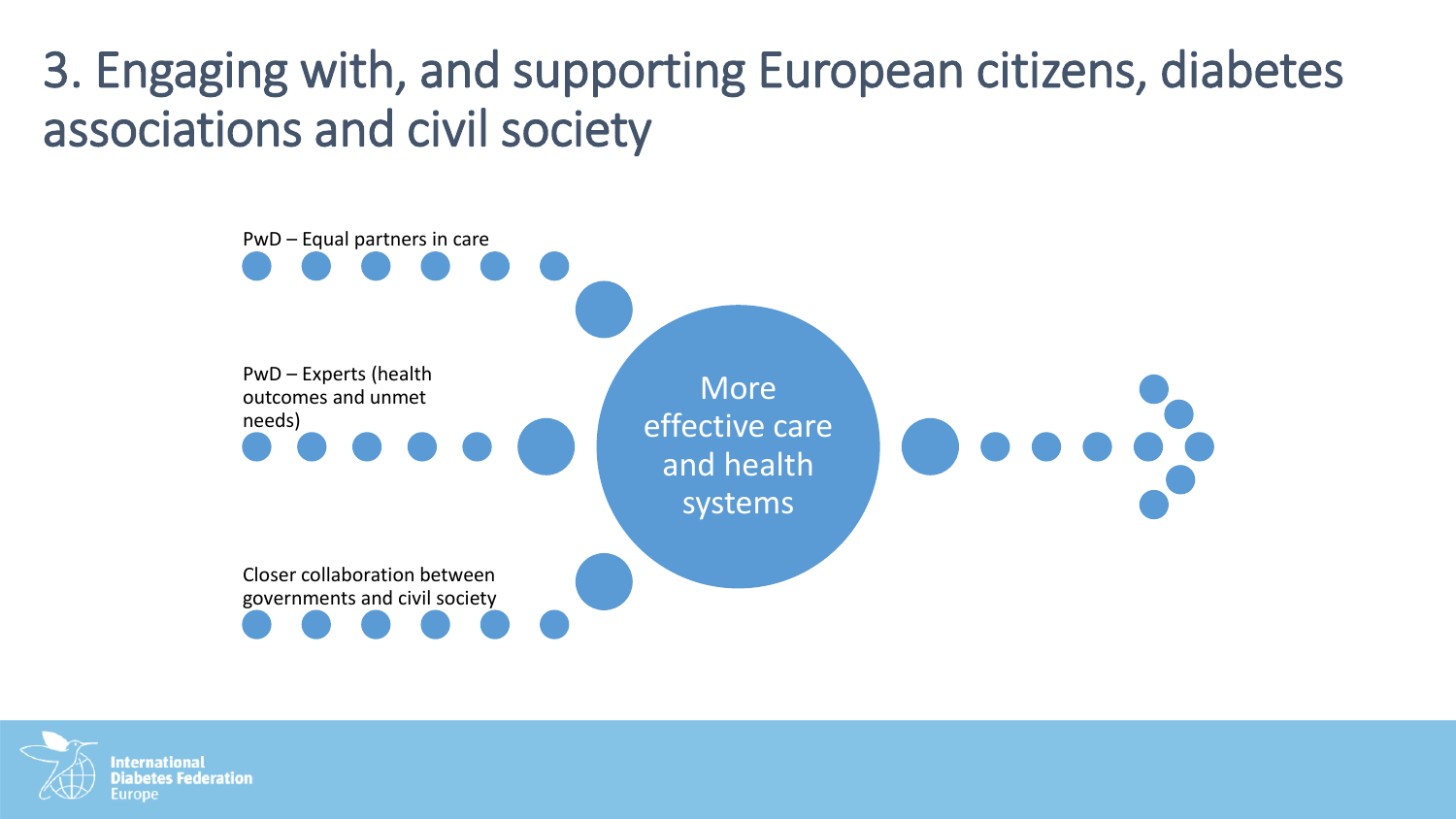# 3. Engaging with, and supporting European citizens, diabetes associations and civil society

PwD – Equal partners in care

PwD – Experts (health outcomes and unmet needs)

Closer collaboration between governments and civil society

More effective care and health systems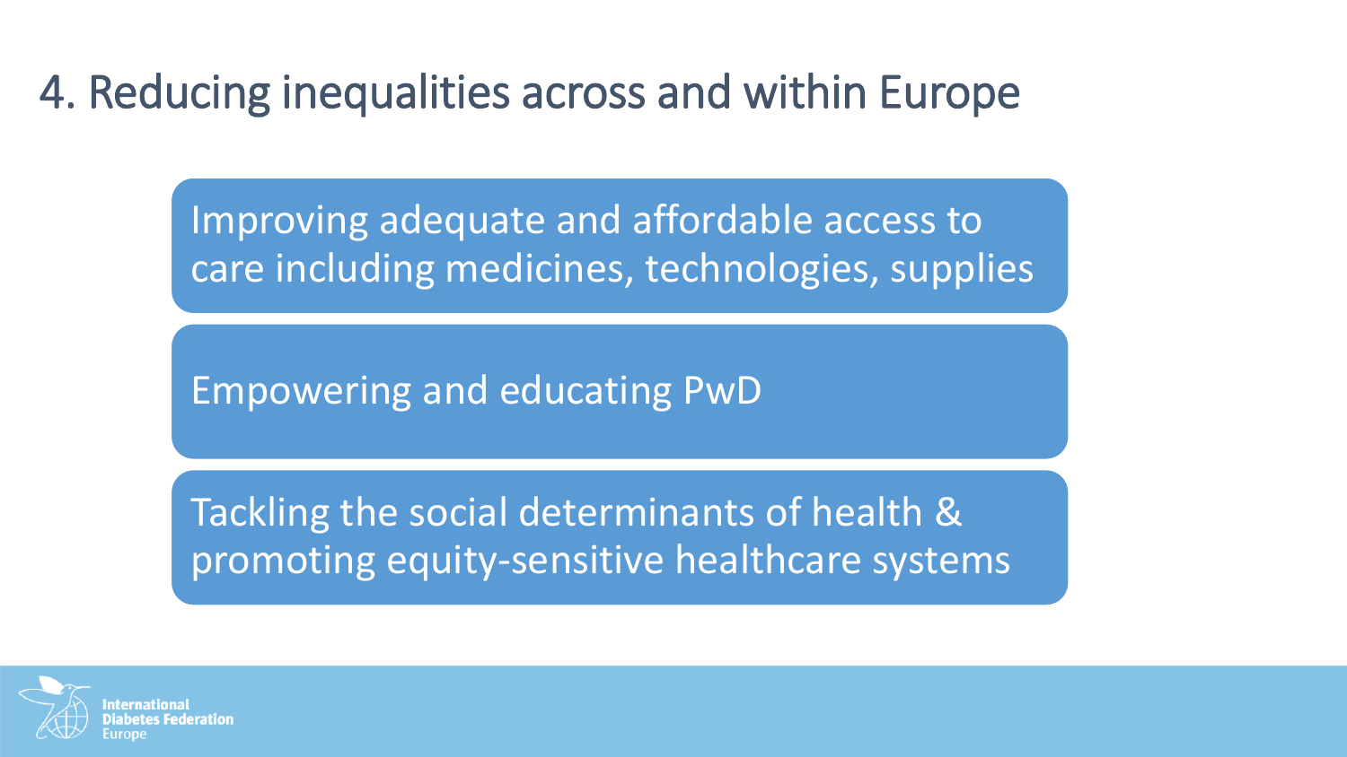# 4. Reducing inequalities across and within Europe

- Improving adequate and affordable access to care including medicines, technologies, supplies
- Empowering and educating PwD
- Tackling the social determinants of health & promoting equity-sensitive healthcare systems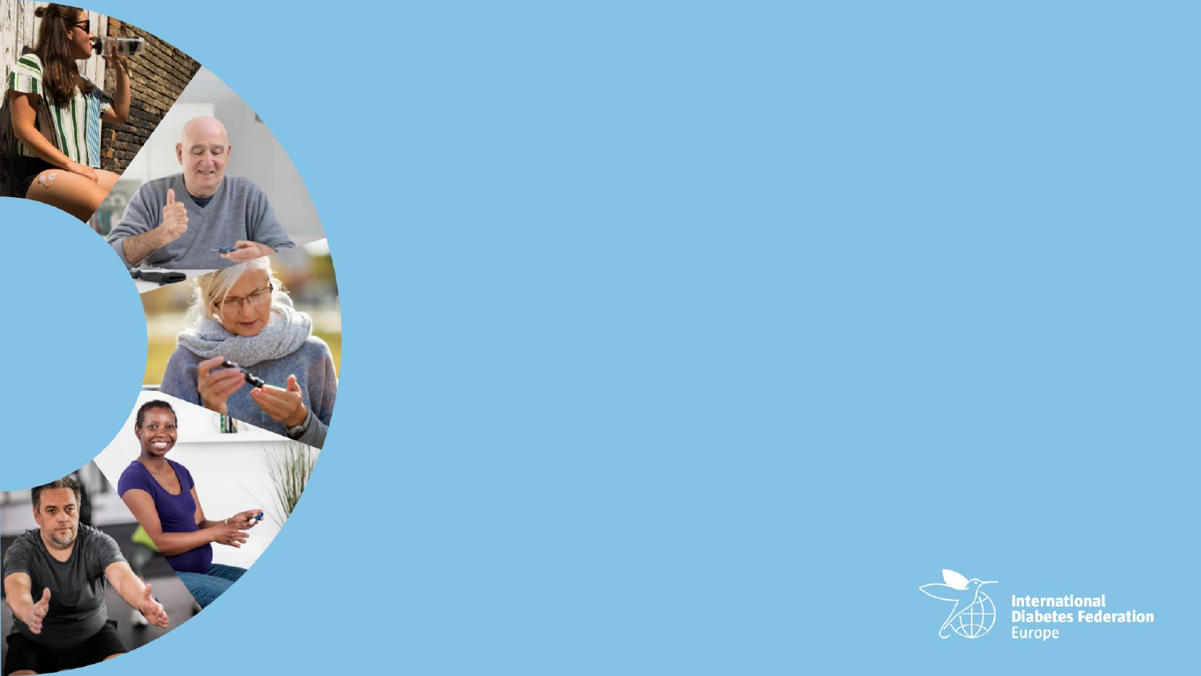International
Diabetes Federation
Europe